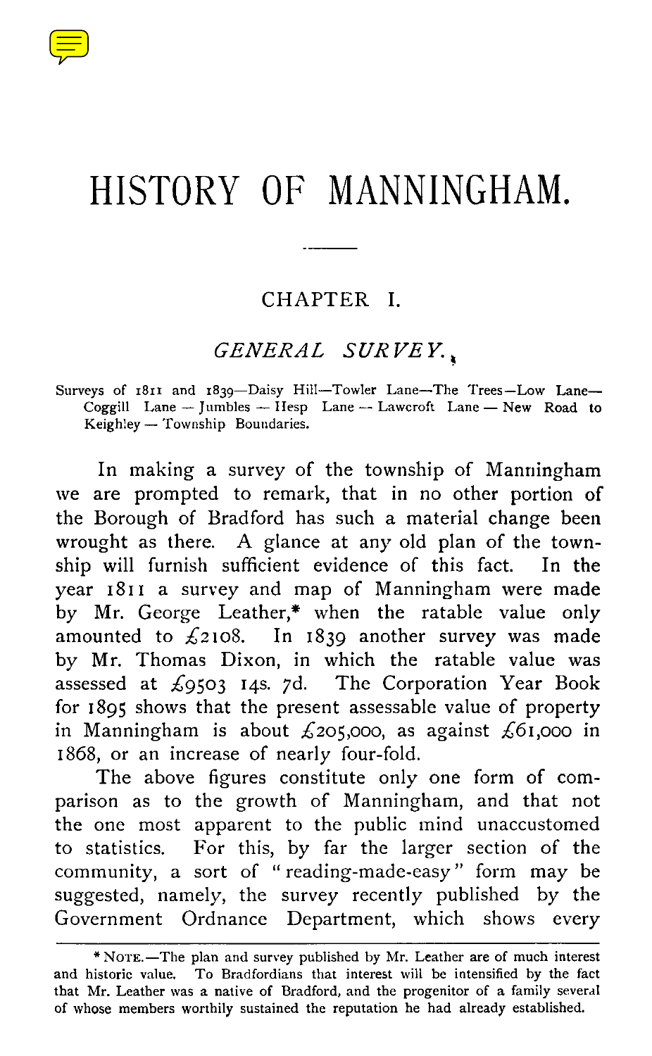# HISTORY OF MANNINGHAM.

---

## CHAPTER I.

### *GENERAL SURVEY.*

Surveys of 1811 and 1839—Daisy Hill—Towler Lane—The Trees—Low Lane—Coggill Lane — Jumbles — Hesp Lane — Lawcroft Lane — New Road to Keighley — Township Boundaries.

In making a survey of the township of Manningham we are prompted to remark, that in no other portion of the Borough of Bradford has such a material change been wrought as there. A glance at any old plan of the township will furnish sufficient evidence of this fact. In the year 1811 a survey and map of Manningham were made by Mr. George Leather,* when the ratable value only amounted to £2108. In 1839 another survey was made by Mr. Thomas Dixon, in which the ratable value was assessed at £9503 14s. 7d. The Corporation Year Book for 1895 shows that the present assessable value of property in Manningham is about £205,000, as against £61,000 in 1868, or an increase of nearly four-fold.

The above figures constitute only one form of comparison as to the growth of Manningham, and that not the one most apparent to the public mind unaccustomed to statistics. For this, by far the larger section of the community, a sort of "reading-made-easy" form may be suggested, namely, the survey recently published by the Government Ordnance Department, which shows every

---

* NOTE.—The plan and survey published by Mr. Leather are of much interest and historic value. To Bradfordians that interest will be intensified by the fact that Mr. Leather was a native of Bradford, and the progenitor of a family several of whose members worthily sustained the reputation he had already established.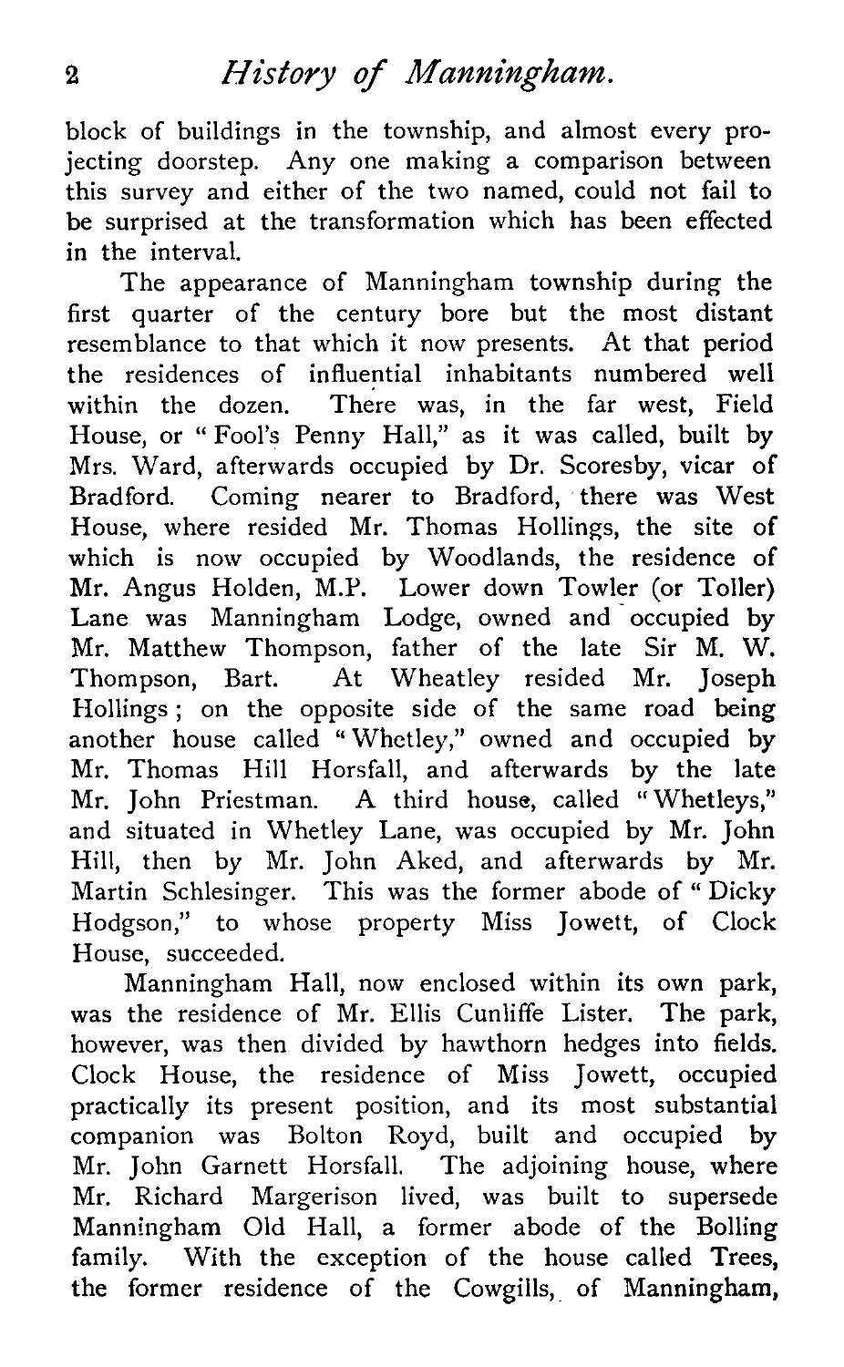block of buildings in the township, and almost every projecting doorstep. Any one making a comparison between this survey and either of the two named, could not fail to be surprised at the transformation which has been effected in the interval.

The appearance of Manningham township during the first quarter of the century bore but the most distant resemblance to that which it now presents. At that period the residences of influential inhabitants numbered well within the dozen. There was, in the far west, Field House, or "Fool's Penny Hall," as it was called, built by Mrs. Ward, afterwards occupied by Dr. Scoresby, vicar of Bradford. Coming nearer to Bradford, there was West House, where resided Mr. Thomas Hollings, the site of which is now occupied by Woodlands, the residence of Mr. Angus Holden, M.P. Lower down Towler (or Toller) Lane was Manningham Lodge, owned and occupied by Mr. Matthew Thompson, father of the late Sir M. W. Thompson, Bart. At Wheatley resided Mr. Joseph Hollings; on the opposite side of the same road being another house called "Whetley," owned and occupied by Mr. Thomas Hill Horsfall, and afterwards by the late Mr. John Priestman. A third house, called "Whetleys," and situated in Whetley Lane, was occupied by Mr. John Hill, then by Mr. John Aked, and afterwards by Mr. Martin Schlesinger. This was the former abode of "Dicky Hodgson," to whose property Miss Jowett, of Clock House, succeeded.

Manningham Hall, now enclosed within its own park, was the residence of Mr. Ellis Cunliffe Lister. The park, however, was then divided by hawthorn hedges into fields. Clock House, the residence of Miss Jowett, occupied practically its present position, and its most substantial companion was Bolton Royd, built and occupied by Mr. John Garnett Horsfall. The adjoining house, where Mr. Richard Margerison lived, was built to supersede Manningham Old Hall, a former abode of the Bolling family. With the exception of the house called Trees, the former residence of the Cowgills, of Manningham,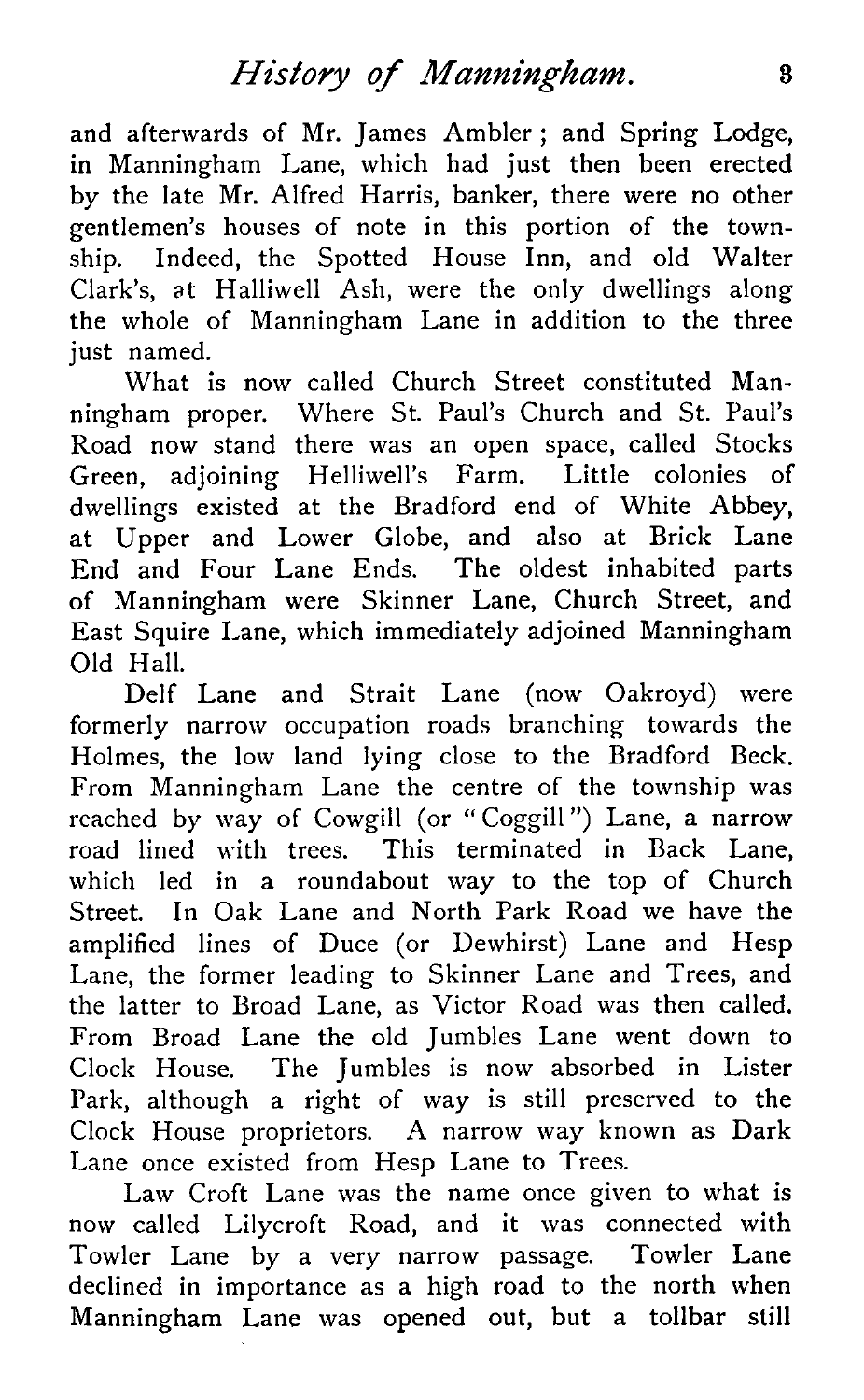and afterwards of Mr. James Ambler; and Spring Lodge, in Manningham Lane, which had just then been erected by the late Mr. Alfred Harris, banker, there were no other gentlemen's houses of note in this portion of the township. Indeed, the Spotted House Inn, and old Walter Clark's, at Halliwell Ash, were the only dwellings along the whole of Manningham Lane in addition to the three just named.

What is now called Church Street constituted Manningham proper. Where St. Paul's Church and St. Paul's Road now stand there was an open space, called Stocks Green, adjoining Helliwell's Farm. Little colonies of dwellings existed at the Bradford end of White Abbey, at Upper and Lower Globe, and also at Brick Lane End and Four Lane Ends. The oldest inhabited parts of Manningham were Skinner Lane, Church Street, and East Squire Lane, which immediately adjoined Manningham Old Hall.

Delf Lane and Strait Lane (now Oakroyd) were formerly narrow occupation roads branching towards the Holmes, the low land lying close to the Bradford Beck. From Manningham Lane the centre of the township was reached by way of Cowgill (or "Coggill") Lane, a narrow road lined with trees. This terminated in Back Lane, which led in a roundabout way to the top of Church Street. In Oak Lane and North Park Road we have the amplified lines of Duce (or Dewhirst) Lane and Hesp Lane, the former leading to Skinner Lane and Trees, and the latter to Broad Lane, as Victor Road was then called. From Broad Lane the old Jumbles Lane went down to Clock House. The Jumbles is now absorbed in Lister Park, although a right of way is still preserved to the Clock House proprietors. A narrow way known as Dark Lane once existed from Hesp Lane to Trees.

Law Croft Lane was the name once given to what is now called Lilycroft Road, and it was connected with Towler Lane by a very narrow passage. Towler Lane declined in importance as a high road to the north when Manningham Lane was opened out, but a tollbar still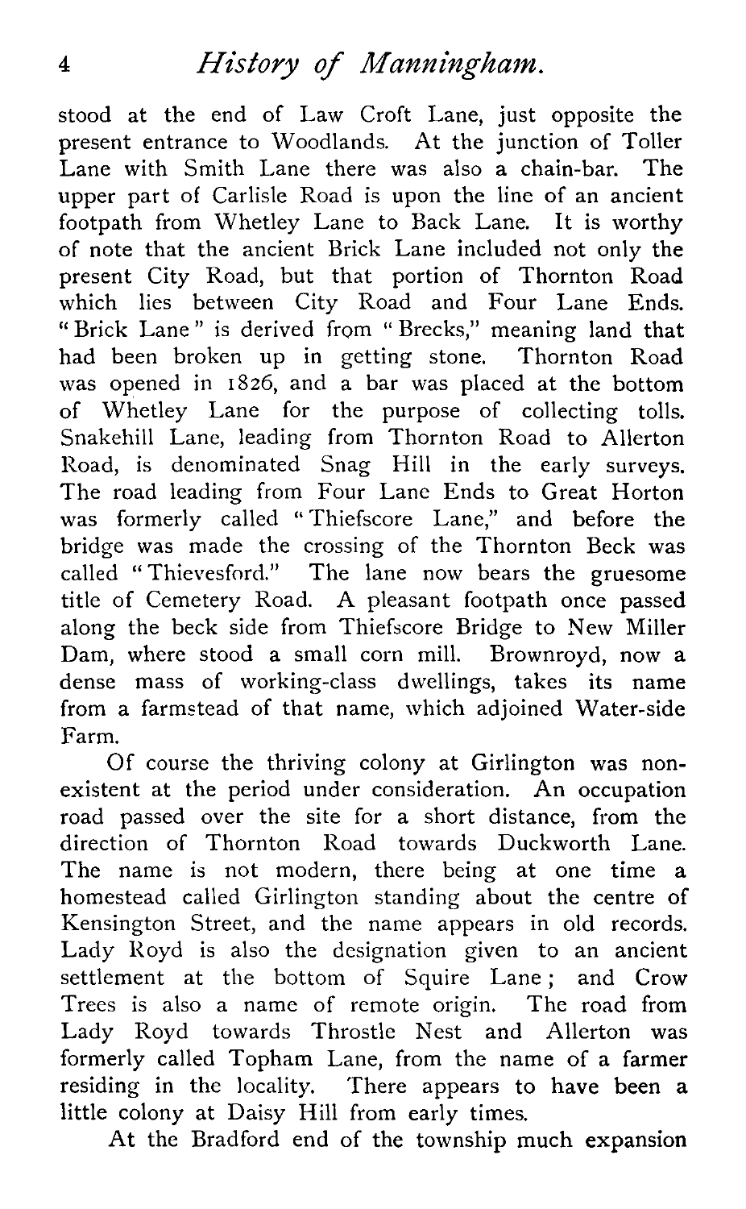stood at the end of Law Croft Lane, just opposite the present entrance to Woodlands. At the junction of Toller Lane with Smith Lane there was also a chain-bar. The upper part of Carlisle Road is upon the line of an ancient footpath from Whetley Lane to Back Lane. It is worthy of note that the ancient Brick Lane included not only the present City Road, but that portion of Thornton Road which lies between City Road and Four Lane Ends. "Brick Lane" is derived from "Brecks," meaning land that had been broken up in getting stone. Thornton Road was opened in 1826, and a bar was placed at the bottom of Whetley Lane for the purpose of collecting tolls. Snakehill Lane, leading from Thornton Road to Allerton Road, is denominated Snag Hill in the early surveys. The road leading from Four Lane Ends to Great Horton was formerly called "Thiefscore Lane," and before the bridge was made the crossing of the Thornton Beck was called "Thievesford." The lane now bears the gruesome title of Cemetery Road. A pleasant footpath once passed along the beck side from Thiefscore Bridge to New Miller Dam, where stood a small corn mill. Brownroyd, now a dense mass of working-class dwellings, takes its name from a farmstead of that name, which adjoined Water-side Farm.

Of course the thriving colony at Girlington was non-existent at the period under consideration. An occupation road passed over the site for a short distance, from the direction of Thornton Road towards Duckworth Lane. The name is not modern, there being at one time a homestead called Girlington standing about the centre of Kensington Street, and the name appears in old records. Lady Royd is also the designation given to an ancient settlement at the bottom of Squire Lane; and Crow Trees is also a name of remote origin. The road from Lady Royd towards Throstle Nest and Allerton was formerly called Topham Lane, from the name of a farmer residing in the locality. There appears to have been a little colony at Daisy Hill from early times.

At the Bradford end of the township much expansion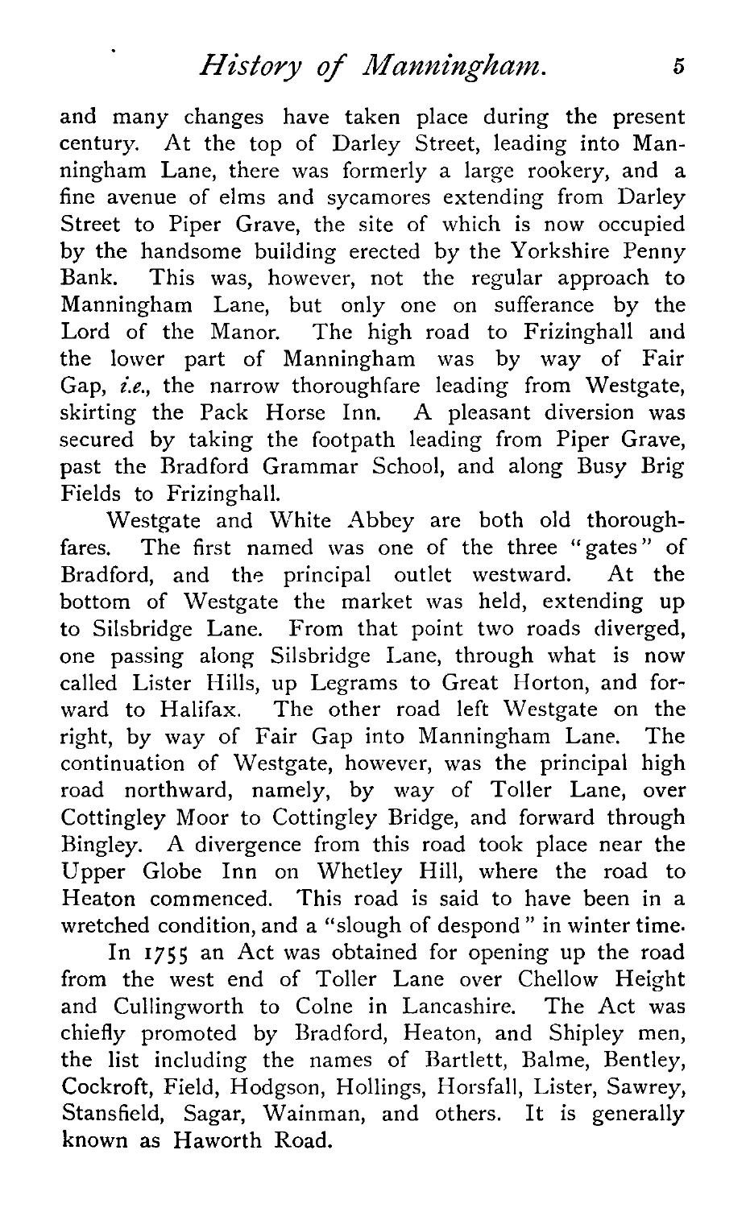and many changes have taken place during the present century. At the top of Darley Street, leading into Manningham Lane, there was formerly a large rookery, and a fine avenue of elms and sycamores extending from Darley Street to Piper Grave, the site of which is now occupied by the handsome building erected by the Yorkshire Penny Bank. This was, however, not the regular approach to Manningham Lane, but only one on sufferance by the Lord of the Manor. The high road to Frizinghall and the lower part of Manningham was by way of Fair Gap, *i.e.*, the narrow thoroughfare leading from Westgate, skirting the Pack Horse Inn. A pleasant diversion was secured by taking the footpath leading from Piper Grave, past the Bradford Grammar School, and along Busy Brig Fields to Frizinghall.

Westgate and White Abbey are both old thoroughfares. The first named was one of the three "gates" of Bradford, and the principal outlet westward. At the bottom of Westgate the market was held, extending up to Silsbridge Lane. From that point two roads diverged, one passing along Silsbridge Lane, through what is now called Lister Hills, up Legrams to Great Horton, and forward to Halifax. The other road left Westgate on the right, by way of Fair Gap into Manningham Lane. The continuation of Westgate, however, was the principal high road northward, namely, by way of Toller Lane, over Cottingley Moor to Cottingley Bridge, and forward through Bingley. A divergence from this road took place near the Upper Globe Inn on Whetley Hill, where the road to Heaton commenced. This road is said to have been in a wretched condition, and a "slough of despond" in winter time.

In 1755 an Act was obtained for opening up the road from the west end of Toller Lane over Chellow Height and Cullingworth to Colne in Lancashire. The Act was chiefly promoted by Bradford, Heaton, and Shipley men, the list including the names of Bartlett, Balme, Bentley, Cockroft, Field, Hodgson, Hollings, Horsfall, Lister, Sawrey, Stansfield, Sagar, Wainman, and others. It is generally known as Haworth Road.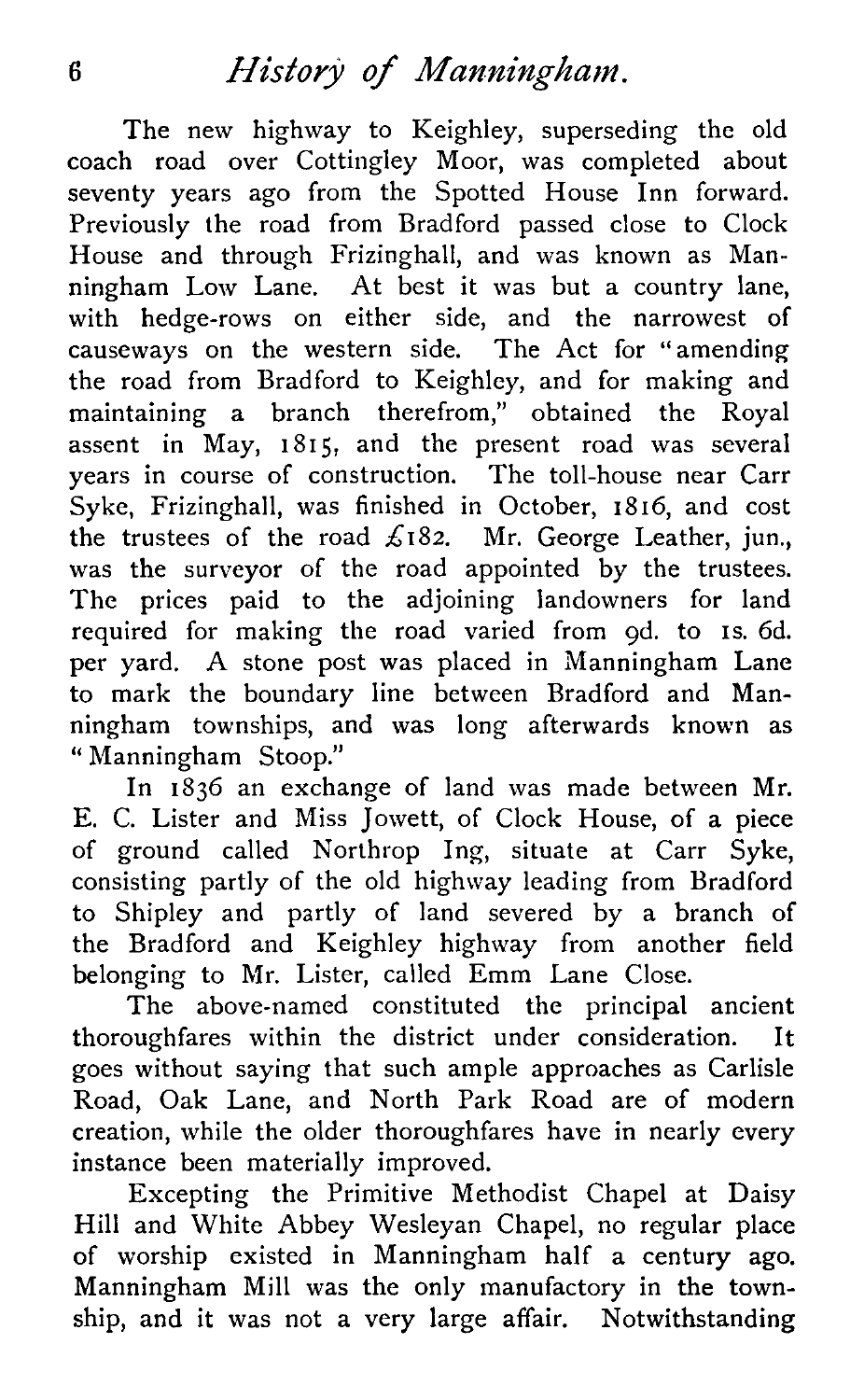The new highway to Keighley, superseding the old coach road over Cottingley Moor, was completed about seventy years ago from the Spotted House Inn forward. Previously the road from Bradford passed close to Clock House and through Frizinghall, and was known as Manningham Low Lane. At best it was but a country lane, with hedge-rows on either side, and the narrowest of causeways on the western side. The Act for "amending the road from Bradford to Keighley, and for making and maintaining a branch therefrom," obtained the Royal assent in May, 1815, and the present road was several years in course of construction. The toll-house near Carr Syke, Frizinghall, was finished in October, 1816, and cost the trustees of the road £182. Mr. George Leather, jun., was the surveyor of the road appointed by the trustees. The prices paid to the adjoining landowners for land required for making the road varied from 9d. to 1s. 6d. per yard. A stone post was placed in Manningham Lane to mark the boundary line between Bradford and Manningham townships, and was long afterwards known as "Manningham Stoop."

In 1836 an exchange of land was made between Mr. E. C. Lister and Miss Jowett, of Clock House, of a piece of ground called Northrop Ing, situate at Carr Syke, consisting partly of the old highway leading from Bradford to Shipley and partly of land severed by a branch of the Bradford and Keighley highway from another field belonging to Mr. Lister, called Emm Lane Close.

The above-named constituted the principal ancient thoroughfares within the district under consideration. It goes without saying that such ample approaches as Carlisle Road, Oak Lane, and North Park Road are of modern creation, while the older thoroughfares have in nearly every instance been materially improved.

Excepting the Primitive Methodist Chapel at Daisy Hill and White Abbey Wesleyan Chapel, no regular place of worship existed in Manningham half a century ago. Manningham Mill was the only manufactory in the township, and it was not a very large affair. Notwithstanding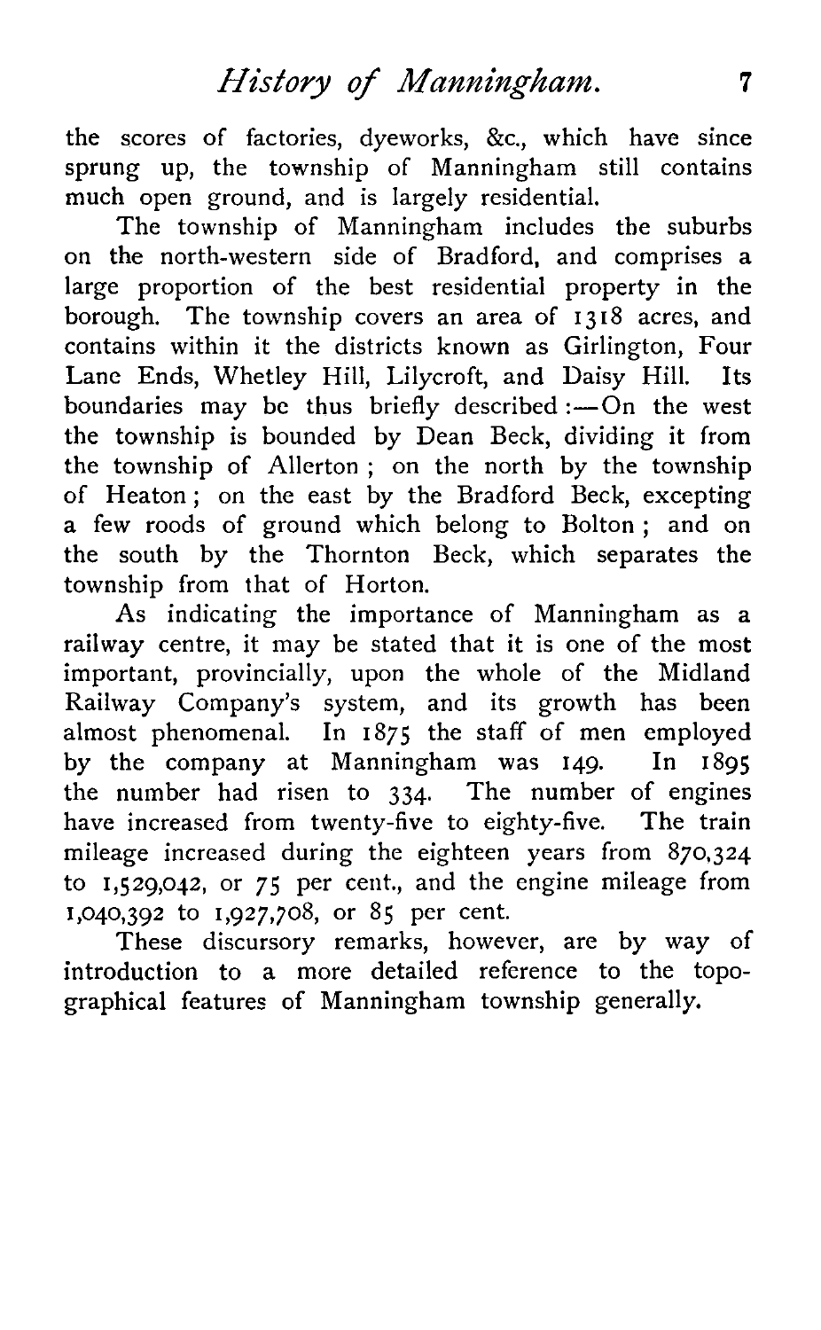the scores of factories, dyeworks, &c., which have since sprung up, the township of Manningham still contains much open ground, and is largely residential.

The township of Manningham includes the suburbs on the north-western side of Bradford, and comprises a large proportion of the best residential property in the borough. The township covers an area of 1318 acres, and contains within it the districts known as Girlington, Four Lane Ends, Whetley Hill, Lilycroft, and Daisy Hill. Its boundaries may be thus briefly described:—On the west the township is bounded by Dean Beck, dividing it from the township of Allerton; on the north by the township of Heaton; on the east by the Bradford Beck, excepting a few roods of ground which belong to Bolton; and on the south by the Thornton Beck, which separates the township from that of Horton.

As indicating the importance of Manningham as a railway centre, it may be stated that it is one of the most important, provincially, upon the whole of the Midland Railway Company's system, and its growth has been almost phenomenal. In 1875 the staff of men employed by the company at Manningham was 149. In 1895 the number had risen to 334. The number of engines have increased from twenty-five to eighty-five. The train mileage increased during the eighteen years from 870,324 to 1,529,042, or 75 per cent., and the engine mileage from 1,040,392 to 1,927,708, or 85 per cent.

These discursory remarks, however, are by way of introduction to a more detailed reference to the topographical features of Manningham township generally.